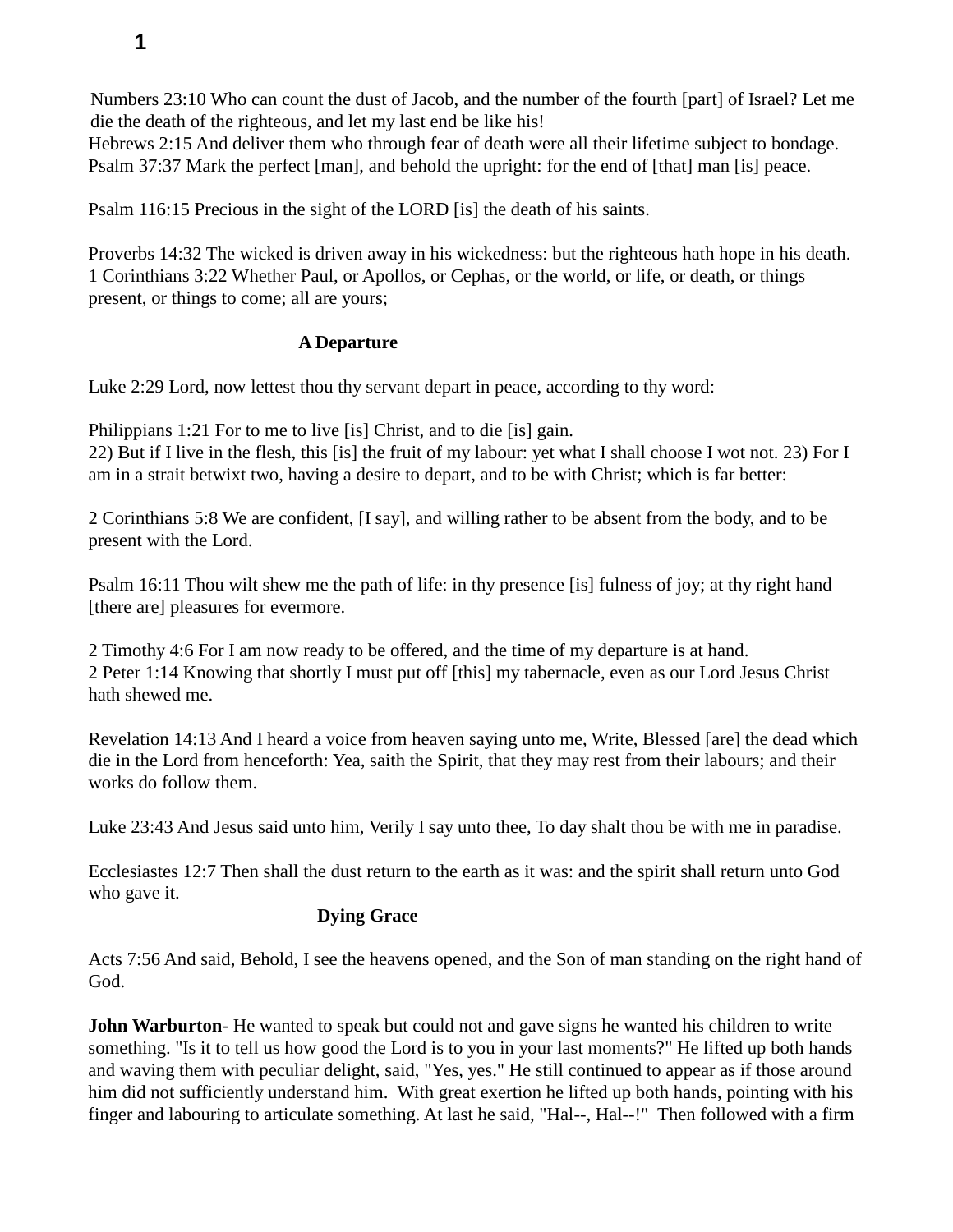Numbers 23:10 Who can count the dust of Jacob, and the number of the fourth [part] of Israel? Let me die the death of the righteous, and let my last end be like his!
Hebrews 2:15 And deliver them who through fear of death were all their lifetime subject to bondage.
Psalm 37:37 Mark the perfect [man], and behold the upright: for the end of [that] man [is] peace.

Psalm 116:15 Precious in the sight of the LORD [is] the death of his saints.

Proverbs 14:32 The wicked is driven away in his wickedness: but the righteous hath hope in his death.
1 Corinthians 3:22 Whether Paul, or Apollos, or Cephas, or the world, or life, or death, or things present, or things to come; all are yours;

## A Departure

Luke 2:29 Lord, now lettest thou thy servant depart in peace, according to thy word:

Philippians 1:21 For to me to live [is] Christ, and to die [is] gain.
22) But if I live in the flesh, this [is] the fruit of my labour: yet what I shall choose I wot not. 23) For I am in a strait betwixt two, having a desire to depart, and to be with Christ; which is far better:

2 Corinthians 5:8 We are confident, [I say], and willing rather to be absent from the body, and to be present with the Lord.

Psalm 16:11 Thou wilt shew me the path of life: in thy presence [is] fulness of joy; at thy right hand [there are] pleasures for evermore.

2 Timothy 4:6 For I am now ready to be offered, and the time of my departure is at hand.
2 Peter 1:14 Knowing that shortly I must put off [this] my tabernacle, even as our Lord Jesus Christ hath shewed me.

Revelation 14:13 And I heard a voice from heaven saying unto me, Write, Blessed [are] the dead which die in the Lord from henceforth: Yea, saith the Spirit, that they may rest from their labours; and their works do follow them.

Luke 23:43 And Jesus said unto him, Verily I say unto thee, To day shalt thou be with me in paradise.

Ecclesiastes 12:7 Then shall the dust return to the earth as it was: and the spirit shall return unto God who gave it.

## Dying Grace

Acts 7:56 And said, Behold, I see the heavens opened, and the Son of man standing on the right hand of God.

**John Warburton**- He wanted to speak but could not and gave signs he wanted his children to write something. "Is it to tell us how good the Lord is to you in your last moments?" He lifted up both hands and waving them with peculiar delight, said, "Yes, yes." He still continued to appear as if those around him did not sufficiently understand him. With great exertion he lifted up both hands, pointing with his finger and labouring to articulate something. At last he said, "Hal--, Hal--!" Then followed with a firm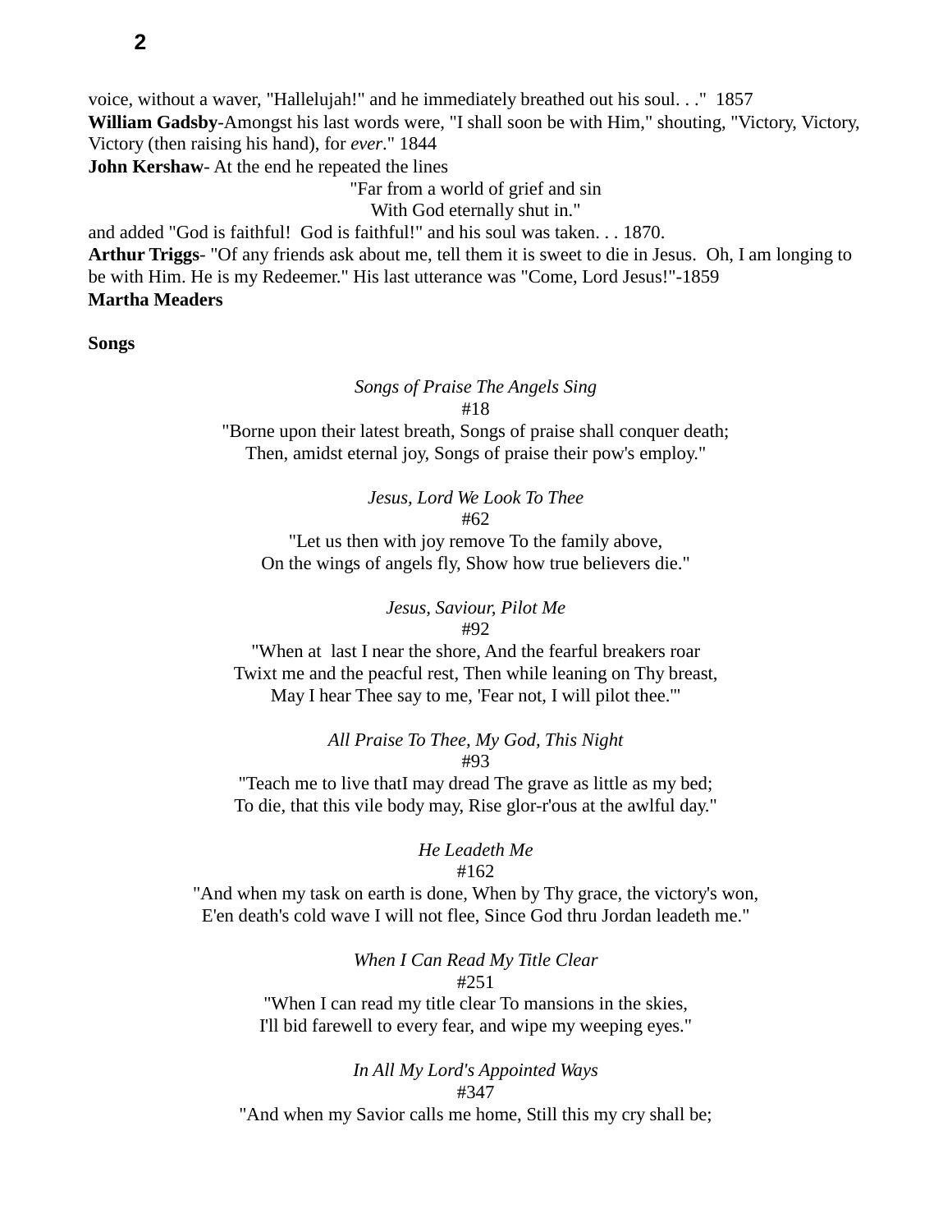voice, without a waver, "Hallelujah!" and he immediately breathed out his soul. . ." 1857

**William Gadsby**-Amongst his last words were, "I shall soon be with Him," shouting, "Victory, Victory, Victory (then raising his hand), for *ever*." 1844

**John Kershaw**- At the end he repeated the lines

"Far from a world of grief and sin
With God eternally shut in."

and added "God is faithful! God is faithful!" and his soul was taken. . . 1870.

**Arthur Triggs**- "Of any friends ask about me, tell them it is sweet to die in Jesus. Oh, I am longing to be with Him. He is my Redeemer." His last utterance was "Come, Lord Jesus!"-1859

**Martha Meaders**

**Songs**

*Songs of Praise The Angels Sing*
#18
"Borne upon their latest breath, Songs of praise shall conquer death;
Then, amidst eternal joy, Songs of praise their pow's employ."

*Jesus, Lord We Look To Thee*
#62
"Let us then with joy remove To the family above,
On the wings of angels fly, Show how true believers die."

*Jesus, Saviour, Pilot Me*
#92
"When at last I near the shore, And the fearful breakers roar
Twixt me and the peacful rest, Then while leaning on Thy breast,
May I hear Thee say to me, 'Fear not, I will pilot thee.'"

*All Praise To Thee, My God, This Night*
#93
"Teach me to live thatI may dread The grave as little as my bed;
To die, that this vile body may, Rise glor-r'ous at the awlful day."

*He Leadeth Me*
#162
"And when my task on earth is done, When by Thy grace, the victory's won,
E'en death's cold wave I will not flee, Since God thru Jordan leadeth me."

*When I Can Read My Title Clear*
#251
"When I can read my title clear To mansions in the skies,
I'll bid farewell to every fear, and wipe my weeping eyes."

*In All My Lord's Appointed Ways*
#347
"And when my Savior calls me home, Still this my cry shall be;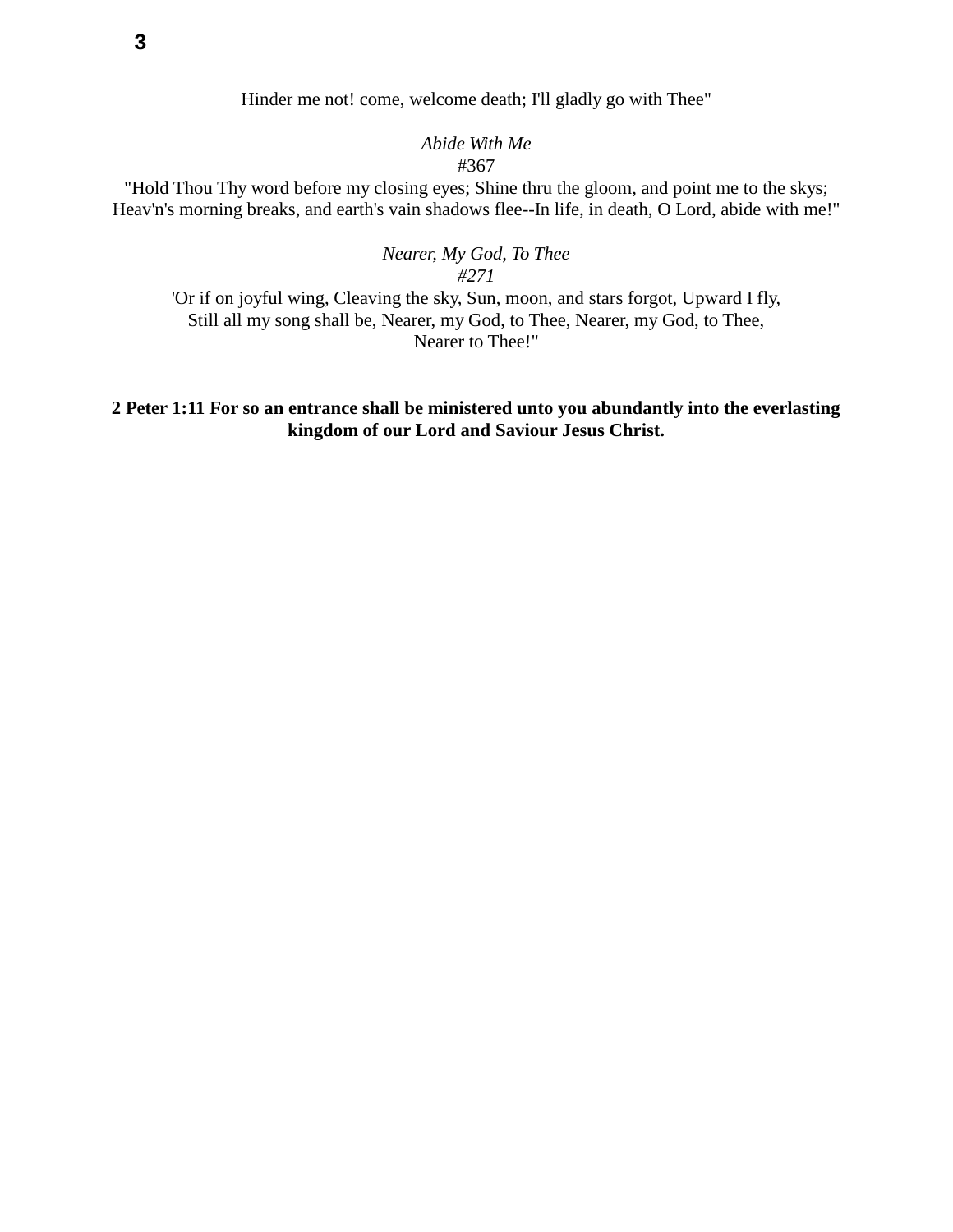Hinder me not! come, welcome death; I'll gladly go with Thee"

*Abide With Me*
#367
"Hold Thou Thy word before my closing eyes; Shine thru the gloom, and point me to the skys;
Heav'n's morning breaks, and earth's vain shadows flee--In life, in death, O Lord, abide with me!"

*Nearer, My God, To Thee*
*#271*
'Or if on joyful wing, Cleaving the sky, Sun, moon, and stars forgot, Upward I fly,
Still all my song shall be, Nearer, my God, to Thee, Nearer, my God, to Thee,
Nearer to Thee!"

**2 Peter 1:11 For so an entrance shall be ministered unto you abundantly into the everlasting kingdom of our Lord and Saviour Jesus Christ.**